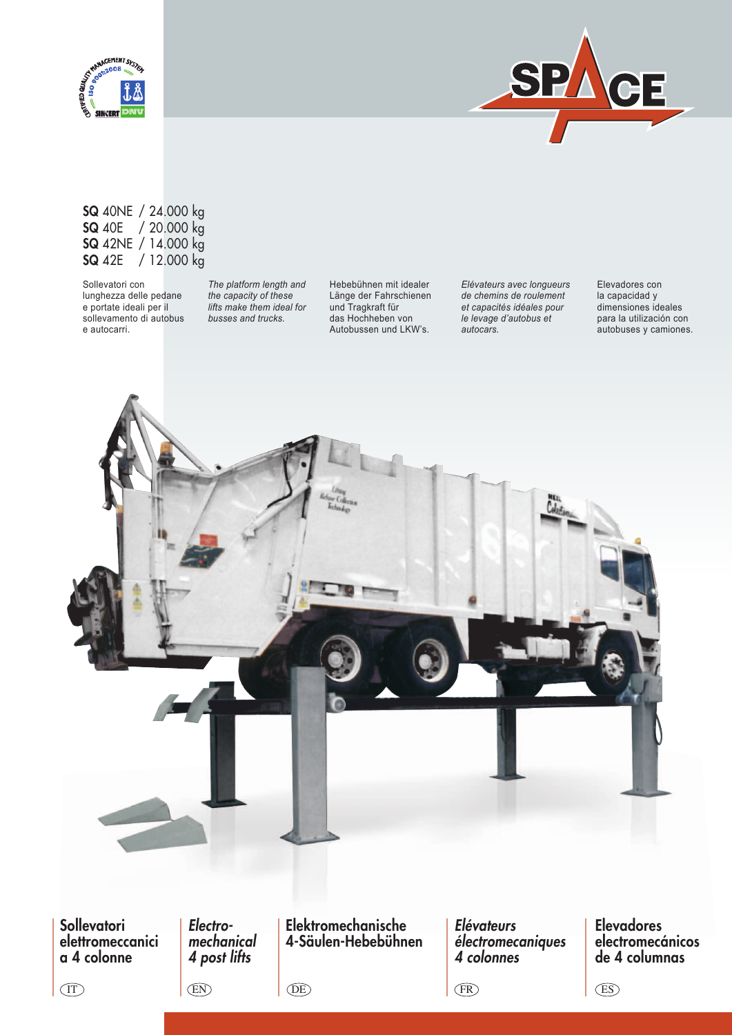**SQ** 40NE / 24.000 kg
**SQ** 40E / 20.000 kg
**SQ** 42NE / 14.000 kg
**SQ** 42E / 12.000 kg

Sollevatori con lunghezza delle pedane e portate ideali per il sollevamento di autobus e autocarri.

*The platform length and the capacity of these lifts make them ideal for busses and trucks.*

Hebebühnen mit idealer Länge der Fahrschienen und Tragkraft für das Hochheben von Autobussen und LKW's.

*Elévateurs avec longueurs de chemins de roulement et capacités idéales pour le levage d'autobus et autocars.*

Elevadores con la capacidad y dimensiones ideales para la utilización con autobuses y camiones.

## Sollevatori elettromeccanici a 4 colonne

IT

## *Electro-mechanical 4 post lifts*

EN

## Elektromechanische 4-Säulen-Hebebühnen

DE

## *Elévateurs électromecaniques 4 colonnes*

FR

## Elevadores electromecánicos de 4 columnas

ES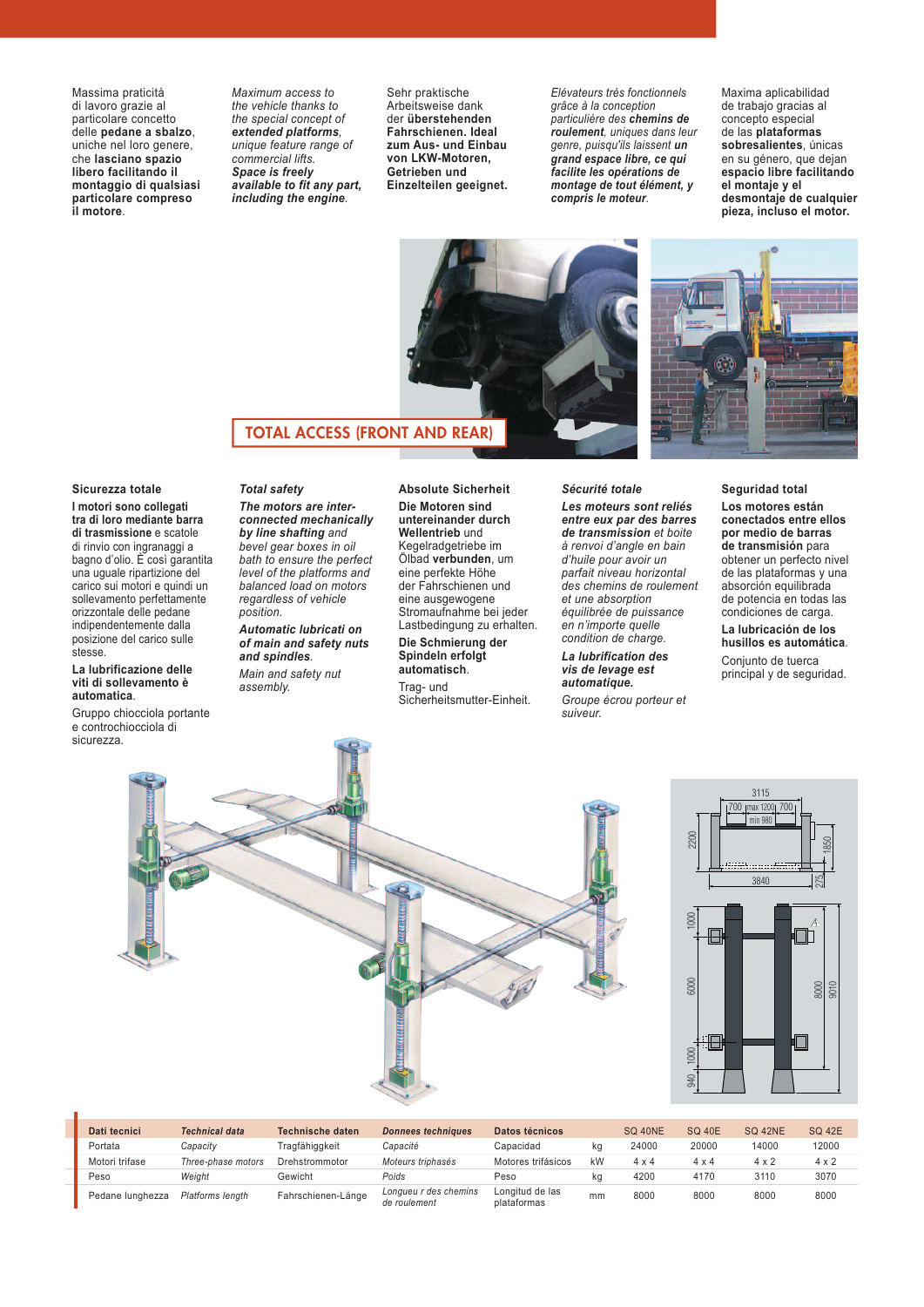Massima praticità di lavoro grazie al particolare concetto delle **pedane a sbalzo**, uniche nel loro genere, che **lasciano spazio libero facilitando il montaggio di qualsiasi particolare compreso il motore**.

*Maximum access to the vehicle thanks to the special concept of* ***extended platforms****, unique feature range of commercial lifts.* ***Space is freely available to fit any part, including the engine****.*

Sehr praktische Arbeitsweise dank der **überstehenden Fahrschienen. Ideal zum Aus- und Einbau von LKW-Motoren, Getrieben und Einzelteilen geeignet.**

*Élévateurs très fonctionnels grâce à la conception particulière des* ***chemins de roulement****, uniques dans leur genre, puisqu'ils laissent* ***un grand espace libre, ce qui facilite les opérations de montage de tout élément, y compris le moteur****.*

Maxima aplicabilidad de trabajo gracias al concepto especial de las **plataformas sobresalientes**, únicas en su género, que dejan **espacio libre facilitando el montaje y el desmontaje de cualquier pieza, incluso el motor.**

TOTAL ACCESS (FRONT AND REAR)

**Sicurezza totale**

**I motori sono collegati tra di loro mediante barra di trasmissione** e scatole di rinvio con ingranaggi a bagno d'olio. È così garantita una uguale ripartizione del carico sui motori e quindi un sollevamento perfettamente orizzontale delle pedane indipendentemente dalla posizione del carico sulle stesse.

**La lubrificazione delle viti di sollevamento è automatica**.

Gruppo chiocciola portante e controchiocciola di sicurezza.

***Total safety***

***The motors are inter-connected mechanically by line shafting*** *and bevel gear boxes in oil bath to ensure the perfect level of the platforms and balanced load on motors regardless of vehicle position.*

***Automatic lubricati on of main and safety nuts and spindles****.*

*Main and safety nut assembly.*

**Absolute Sicherheit**

**Die Motoren sind untereinander durch Wellentrieb** und Kegelradgetriebe im Ölbad **verbunden**, um eine perfekte Höhe der Fahrschienen und eine ausgewogene Stromaufnahme bei jeder Lastbedingung zu erhalten.

**Die Schmierung der Spindeln erfolgt automatisch**.

Trag- und Sicherheitsmutter-Einheit.

***Sécurité totale***

***Les moteurs sont reliés entre eux par des barres de transmission*** *et boite à renvoi d'angle en bain d'huile pour avoir un parfait niveau horizontal des chemins de roulement et une absorption équilibrée de puissance en n'importe quelle condition de charge.*

***La lubrification des vis de levage est automatique.***

*Groupe écrou porteur et suiveur.*

**Seguridad total**

**Los motores están conectados entre ellos por medio de barras de transmisión** para obtener un perfecto nivel de las plataformas y una absorción equilibrada de potencia en todas las condiciones de carga.

**La lubricación de los husillos es automática**.

Conjunto de tuerca principal y de seguridad.

| Dati tecnici | *Technical data* | Technische daten | *Donnees techniques* | Datos técnicos | | SQ 40NE | SQ 40E | SQ 42NE | SQ 42E |
|---|---|---|---|---|---|---|---|---|---|
| Portata | *Capacity* | Tragfähiggkeit | *Capacité* | Capacidad | kg | 24000 | 20000 | 14000 | 12000 |
| Motori trifase | *Three-phase motors* | Drehstrommotor | *Moteurs triphasés* | Motores trifásicos | kW | 4 x 4 | 4 x 4 | 4 x 2 | 4 x 2 |
| Peso | *Weight* | Gewicht | *Poids* | Peso | kg | 4200 | 4170 | 3110 | 3070 |
| Pedane lunghezza | *Platforms length* | Fahrschienen-Länge | *Longueu r des chemins de roulement* | Longitud de las plataformas | mm | 8000 | 8000 | 8000 | 8000 |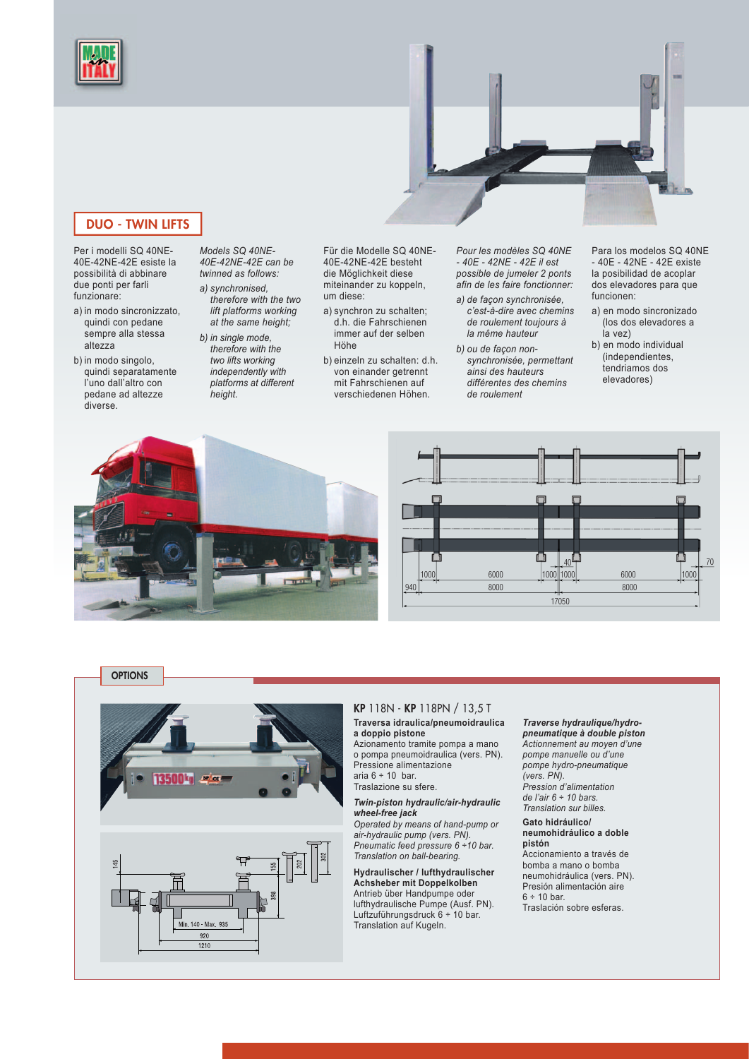## DUO - TWIN LIFTS

Per i modelli SQ 40NE-40E-42NE-42E esiste la possibilità di abbinare due ponti per farli funzionare:

a) in modo sincronizzato, quindi con pedane sempre alla stessa altezza

b) in modo singolo, quindi separatamente l'uno dall'altro con pedane ad altezze diverse.

*Models SQ 40NE-40E-42NE-42E can be twinned as follows:*

*a) synchronised, therefore with the two lift platforms working at the same height;*

*b) in single mode, therefore with the two lifts working independently with platforms at different height.*

Für die Modelle SQ 40NE-40E-42NE-42E besteht die Möglichkeit diese miteinander zu koppeln, um diese:

a) synchron zu schalten; d.h. die Fahrschienen immer auf der selben Höhe

b) einzeln zu schalten: d.h. von einander getrennt mit Fahrschienen auf verschiedenen Höhen.

*Pour les modèles SQ 40NE - 40E - 42NE - 42E il est possible de jumeler 2 ponts afin de les faire fonctionner:*

*a) de façon synchronisée, c'est-à-dire avec chemins de roulement toujours à la même hauteur*

*b) ou de façon non-synchronisée, permettant ainsi des hauteurs différentes des chemins de roulement*

Para los modelos SQ 40NE - 40E - 42NE - 42E existe la posibilidad de acoplar dos elevadores para que funcionen:

a) en modo sincronizado (los dos elevadores a la vez)

b) en modo individual (independientes, tendriamos dos elevadores)

## OPTIONS

### KP 118N - KP 118PN / 13,5 T

**Traversa idraulica/pneumoidraulica a doppio pistone**
Azionamento tramite pompa a mano o pompa pneumoidraulica (vers. PN).
Pressione alimentazione aria 6 ÷ 10 bar.
Traslazione su sfere.

***Twin-piston hydraulic/air-hydraulic wheel-free jack***
*Operated by means of hand-pump or air-hydraulic pump (vers. PN).*
*Pneumatic feed pressure 6 ÷10 bar.*
*Translation on ball-bearing.*

**Hydraulischer / lufthydraulischer Achsheber mit Doppelkolben**
Antrieb über Handpumpe oder lufthydraulische Pumpe (Ausf. PN).
Luftzuführungsdruck 6 ÷ 10 bar.
Translation auf Kugeln.

***Traverse hydraulique/hydro-pneumatique à double piston***
*Actionnement au moyen d'une pompe manuelle ou d'une pompe hydro-pneumatique (vers. PN).*
*Pression d'alimentation de l'air 6 ÷ 10 bars.*
*Translation sur billes.*

**Gato hidráulico/ neumohidráulico a doble pistón**
Accionamiento a través de bomba a mano o bomba neumohidráulica (vers. PN).
Presión alimentación aire 6 ÷ 10 bar.
Traslación sobre esferas.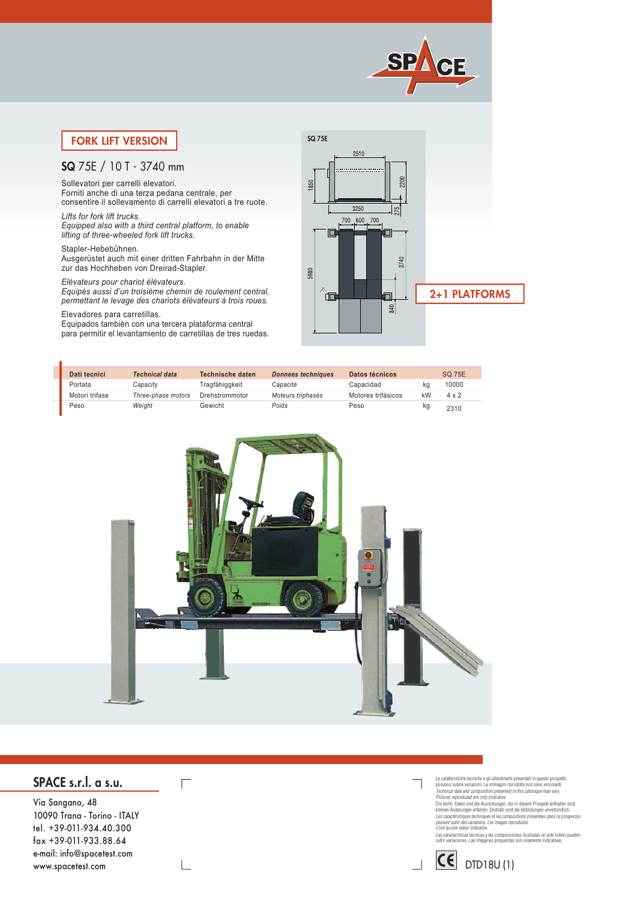## FORK LIFT VERSION

## **SQ** 75E / 10 T - 3740 mm

Sollevatori per carrelli elevatori.
Forniti anche di una terza pedana centrale, per consentire il sollevamento di carrelli elevatori a tre ruote.

*Lifts for fork lift trucks.*
*Equipped also with a third central platform, to enable lifting of three-wheeled fork lift trucks.*

Stapler-Hebebühnen.
Ausgerüstet auch mit einer dritten Fahrbahn in der Mitte zur das Hochheben von Dreirad-Stapler.

*Elévateurs pour chariot élévateurs.*
*Equipés aussi d'un troisième chemin de roulement central, permettant le levage des chariots élévateurs à trois roues.*

Elevadores para carretillas.
Equipados tambièn con una tercera plataforma central para permitir el levantamiento de carretillas de tres ruedas.

SQ 75E

2510
1850
2200
3250
275
700 600 700
5980
3740
840

**2+1 PLATFORMS**

| Dati tecnici | *Technical data* | Technische daten | *Donnees techniques* | Datos técnicos | | SQ 75E |
|---|---|---|---|---|---|---|
| Portata | *Capacity* | Tragfähiggkeit | *Capacité* | Capacidad | kg | 10000 |
| Motori trifase | *Three-phase motors* | Drehstrommotor | *Moteurs triphasés* | Motores trifásicos | kW | 4 x 2 |
| Peso | *Weight* | Gewicht | *Poids* | Peso | kg | 2310 |

**SPACE s.r.l. a s.u.**

Via Sangano, 48
10090 Trana - Torino - ITALY
tel. +39-011-934.40.300
fax +39-011-933.88.64
e-mail: info@spacetest.com
www.spacetest.com

Le caratteristiche tecniche e gli allestimenti presentati in questo prospetto possono subire variazioni. Le immagini riprodotte non sono vincolanti.
*Technical data and composition presented in this catalogue may vary. Pictures reproduced are only indicative.*
Die techn. Daten und die Ausrüstungen, die in diesem Prospekt enthalten sind, können Änderungen erfahren. Deshalb sind die Abbildungen unverbindlich.
*Les caractéristiques techniques et les compositions présentées dans ce prospectus peuvent subir des variations. Les images reproduites n'ont qu'une valeur indicative.*
Las características técnicas y las composiciones ilustradas en este folleto pueden sufrir variaciones. Las imágenes propuestas son solamente indicativas.

CE DTD18U (1)